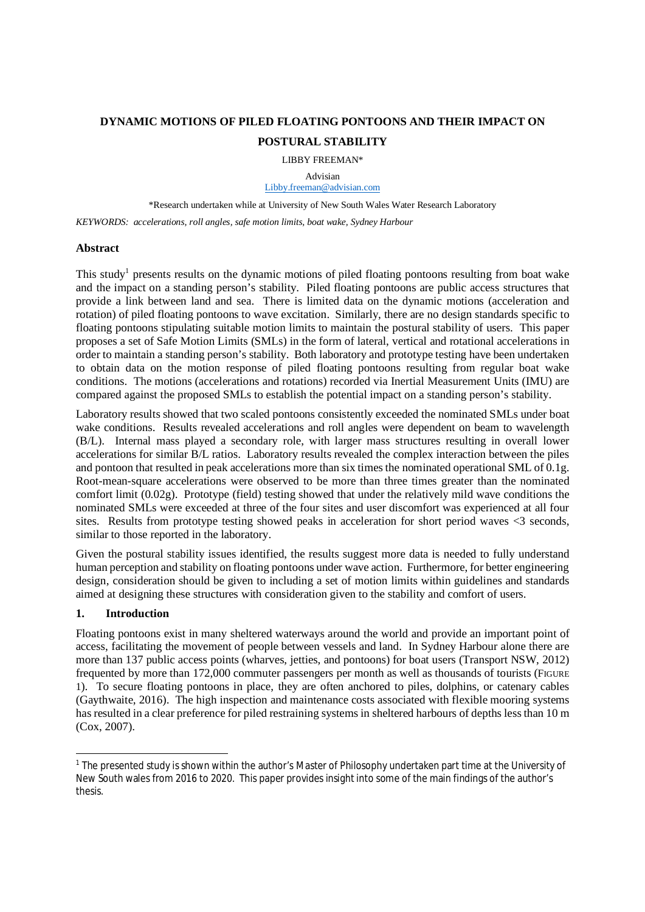# DYNAMIC MOTIONS OF PILED FLOATING PONTOONS AND THEIR IMPACT ON POSTURAL STABILITY

LIBBY FREEMAN*

Advisian
Libby.freeman@advisian.com

*Research undertaken while at University of New South Wales Water Research Laboratory

*KEYWORDS: accelerations, roll angles, safe motion limits, boat wake, Sydney Harbour*

## Abstract

This study[1] presents results on the dynamic motions of piled floating pontoons resulting from boat wake and the impact on a standing person's stability. Piled floating pontoons are public access structures that provide a link between land and sea. There is limited data on the dynamic motions (acceleration and rotation) of piled floating pontoons to wave excitation. Similarly, there are no design standards specific to floating pontoons stipulating suitable motion limits to maintain the postural stability of users. This paper proposes a set of Safe Motion Limits (SMLs) in the form of lateral, vertical and rotational accelerations in order to maintain a standing person's stability. Both laboratory and prototype testing have been undertaken to obtain data on the motion response of piled floating pontoons resulting from regular boat wake conditions. The motions (accelerations and rotations) recorded via Inertial Measurement Units (IMU) are compared against the proposed SMLs to establish the potential impact on a standing person's stability.

Laboratory results showed that two scaled pontoons consistently exceeded the nominated SMLs under boat wake conditions. Results revealed accelerations and roll angles were dependent on beam to wavelength (B/L). Internal mass played a secondary role, with larger mass structures resulting in overall lower accelerations for similar B/L ratios. Laboratory results revealed the complex interaction between the piles and pontoon that resulted in peak accelerations more than six times the nominated operational SML of 0.1g. Root-mean-square accelerations were observed to be more than three times greater than the nominated comfort limit (0.02g). Prototype (field) testing showed that under the relatively mild wave conditions the nominated SMLs were exceeded at three of the four sites and user discomfort was experienced at all four sites. Results from prototype testing showed peaks in acceleration for short period waves <3 seconds, similar to those reported in the laboratory.

Given the postural stability issues identified, the results suggest more data is needed to fully understand human perception and stability on floating pontoons under wave action. Furthermore, for better engineering design, consideration should be given to including a set of motion limits within guidelines and standards aimed at designing these structures with consideration given to the stability and comfort of users.

## 1. Introduction

Floating pontoons exist in many sheltered waterways around the world and provide an important point of access, facilitating the movement of people between vessels and land. In Sydney Harbour alone there are more than 137 public access points (wharves, jetties, and pontoons) for boat users (Transport NSW, 2012) frequented by more than 172,000 commuter passengers per month as well as thousands of tourists (FIGURE 1). To secure floating pontoons in place, they are often anchored to piles, dolphins, or catenary cables (Gaythwaite, 2016). The high inspection and maintenance costs associated with flexible mooring systems has resulted in a clear preference for piled restraining systems in sheltered harbours of depths less than 10 m (Cox, 2007).

[1] The presented study is shown within the author's Master of Philosophy undertaken part time at the University of New South wales from 2016 to 2020. This paper provides insight into some of the main findings of the author's thesis.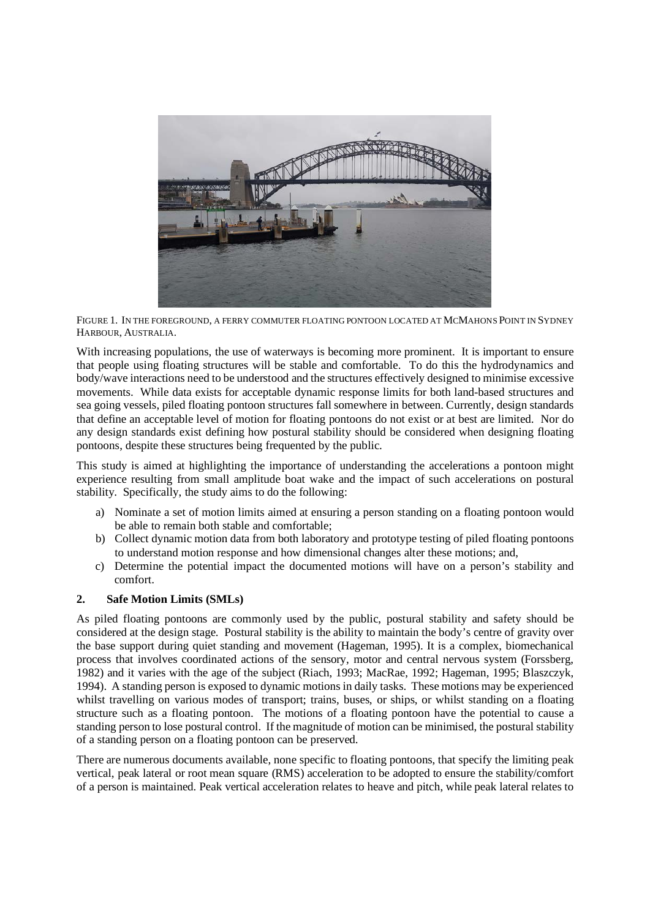FIGURE 1. IN THE FOREGROUND, A FERRY COMMUTER FLOATING PONTOON LOCATED AT MCMAHONS POINT IN SYDNEY HARBOUR, AUSTRALIA.

With increasing populations, the use of waterways is becoming more prominent. It is important to ensure that people using floating structures will be stable and comfortable. To do this the hydrodynamics and body/wave interactions need to be understood and the structures effectively designed to minimise excessive movements. While data exists for acceptable dynamic response limits for both land-based structures and sea going vessels, piled floating pontoon structures fall somewhere in between. Currently, design standards that define an acceptable level of motion for floating pontoons do not exist or at best are limited. Nor do any design standards exist defining how postural stability should be considered when designing floating pontoons, despite these structures being frequented by the public.

This study is aimed at highlighting the importance of understanding the accelerations a pontoon might experience resulting from small amplitude boat wake and the impact of such accelerations on postural stability. Specifically, the study aims to do the following:

a) Nominate a set of motion limits aimed at ensuring a person standing on a floating pontoon would be able to remain both stable and comfortable;
b) Collect dynamic motion data from both laboratory and prototype testing of piled floating pontoons to understand motion response and how dimensional changes alter these motions; and,
c) Determine the potential impact the documented motions will have on a person's stability and comfort.

## 2. Safe Motion Limits (SMLs)

As piled floating pontoons are commonly used by the public, postural stability and safety should be considered at the design stage. Postural stability is the ability to maintain the body's centre of gravity over the base support during quiet standing and movement (Hageman, 1995). It is a complex, biomechanical process that involves coordinated actions of the sensory, motor and central nervous system (Forssberg, 1982) and it varies with the age of the subject (Riach, 1993; MacRae, 1992; Hageman, 1995; Blaszczyk, 1994). A standing person is exposed to dynamic motions in daily tasks. These motions may be experienced whilst travelling on various modes of transport; trains, buses, or ships, or whilst standing on a floating structure such as a floating pontoon. The motions of a floating pontoon have the potential to cause a standing person to lose postural control. If the magnitude of motion can be minimised, the postural stability of a standing person on a floating pontoon can be preserved.

There are numerous documents available, none specific to floating pontoons, that specify the limiting peak vertical, peak lateral or root mean square (RMS) acceleration to be adopted to ensure the stability/comfort of a person is maintained. Peak vertical acceleration relates to heave and pitch, while peak lateral relates to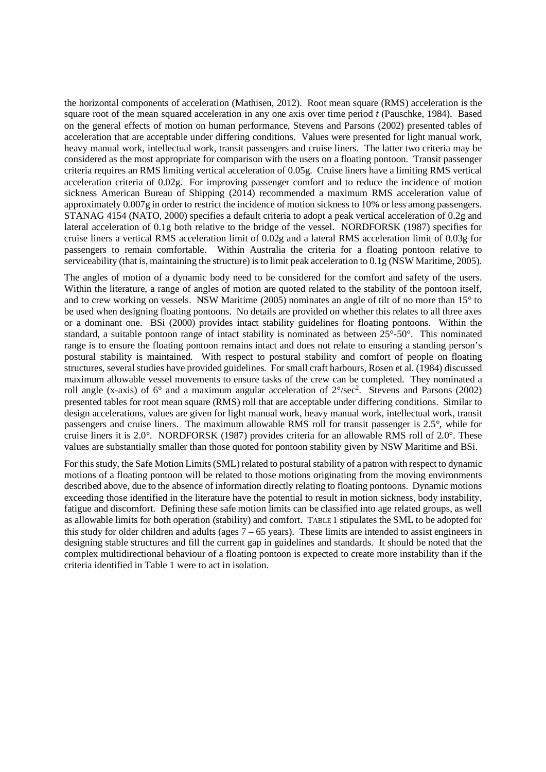the horizontal components of acceleration (Mathisen, 2012). Root mean square (RMS) acceleration is the square root of the mean squared acceleration in any one axis over time period *t* (Pauschke, 1984). Based on the general effects of motion on human performance, Stevens and Parsons (2002) presented tables of acceleration that are acceptable under differing conditions. Values were presented for light manual work, heavy manual work, intellectual work, transit passengers and cruise liners. The latter two criteria may be considered as the most appropriate for comparison with the users on a floating pontoon. Transit passenger criteria requires an RMS limiting vertical acceleration of 0.05g. Cruise liners have a limiting RMS vertical acceleration criteria of 0.02g. For improving passenger comfort and to reduce the incidence of motion sickness American Bureau of Shipping (2014) recommended a maximum RMS acceleration value of approximately 0.007g in order to restrict the incidence of motion sickness to 10% or less among passengers. STANAG 4154 (NATO, 2000) specifies a default criteria to adopt a peak vertical acceleration of 0.2g and lateral acceleration of 0.1g both relative to the bridge of the vessel. NORDFORSK (1987) specifies for cruise liners a vertical RMS acceleration limit of 0.02g and a lateral RMS acceleration limit of 0.03g for passengers to remain comfortable. Within Australia the criteria for a floating pontoon relative to serviceability (that is, maintaining the structure) is to limit peak acceleration to 0.1g (NSW Maritime, 2005).

The angles of motion of a dynamic body need to be considered for the comfort and safety of the users. Within the literature, a range of angles of motion are quoted related to the stability of the pontoon itself, and to crew working on vessels. NSW Maritime (2005) nominates an angle of tilt of no more than 15° to be used when designing floating pontoons. No details are provided on whether this relates to all three axes or a dominant one. BSi (2000) provides intact stability guidelines for floating pontoons. Within the standard, a suitable pontoon range of intact stability is nominated as between 25°-50°. This nominated range is to ensure the floating pontoon remains intact and does not relate to ensuring a standing person's postural stability is maintained. With respect to postural stability and comfort of people on floating structures, several studies have provided guidelines. For small craft harbours, Rosen et al. (1984) discussed maximum allowable vessel movements to ensure tasks of the crew can be completed. They nominated a roll angle (x-axis) of 6° and a maximum angular acceleration of $2°/sec^2$. Stevens and Parsons (2002) presented tables for root mean square (RMS) roll that are acceptable under differing conditions. Similar to design accelerations, values are given for light manual work, heavy manual work, intellectual work, transit passengers and cruise liners. The maximum allowable RMS roll for transit passenger is 2.5°, while for cruise liners it is 2.0°. NORDFORSK (1987) provides criteria for an allowable RMS roll of 2.0°. These values are substantially smaller than those quoted for pontoon stability given by NSW Maritime and BSi.

For this study, the Safe Motion Limits (SML) related to postural stability of a patron with respect to dynamic motions of a floating pontoon will be related to those motions originating from the moving environments described above, due to the absence of information directly relating to floating pontoons. Dynamic motions exceeding those identified in the literature have the potential to result in motion sickness, body instability, fatigue and discomfort. Defining these safe motion limits can be classified into age related groups, as well as allowable limits for both operation (stability) and comfort. Table 1 stipulates the SML to be adopted for this study for older children and adults (ages 7 – 65 years). These limits are intended to assist engineers in designing stable structures and fill the current gap in guidelines and standards. It should be noted that the complex multidirectional behaviour of a floating pontoon is expected to create more instability than if the criteria identified in Table 1 were to act in isolation.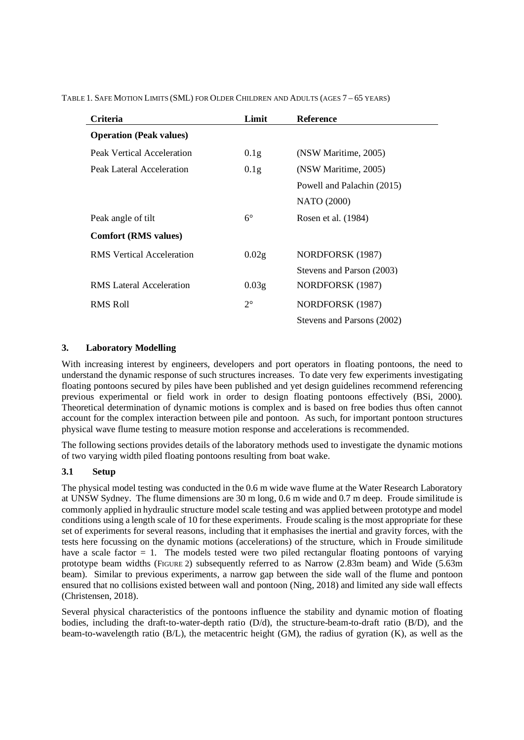TABLE 1. SAFE MOTION LIMITS (SML) FOR OLDER CHILDREN AND ADULTS (AGES 7 – 65 YEARS)

| Criteria | Limit | Reference |
|---|---|---|
| **Operation (Peak values)** | | |
| Peak Vertical Acceleration | 0.1g | (NSW Maritime, 2005) |
| Peak Lateral Acceleration | 0.1g | (NSW Maritime, 2005) |
| | | Powell and Palachin (2015) |
| | | NATO (2000) |
| Peak angle of tilt | 6° | Rosen et al. (1984) |
| **Comfort (RMS values)** | | |
| RMS Vertical Acceleration | 0.02g | NORDFORSK (1987) |
| | | Stevens and Parson (2003) |
| RMS Lateral Acceleration | 0.03g | NORDFORSK (1987) |
| RMS Roll | 2° | NORDFORSK (1987) |
| | | Stevens and Parsons (2002) |

## 3. Laboratory Modelling

With increasing interest by engineers, developers and port operators in floating pontoons, the need to understand the dynamic response of such structures increases. To date very few experiments investigating floating pontoons secured by piles have been published and yet design guidelines recommend referencing previous experimental or field work in order to design floating pontoons effectively (BSi, 2000). Theoretical determination of dynamic motions is complex and is based on free bodies thus often cannot account for the complex interaction between pile and pontoon. As such, for important pontoon structures physical wave flume testing to measure motion response and accelerations is recommended.

The following sections provides details of the laboratory methods used to investigate the dynamic motions of two varying width piled floating pontoons resulting from boat wake.

### 3.1 Setup

The physical model testing was conducted in the 0.6 m wide wave flume at the Water Research Laboratory at UNSW Sydney. The flume dimensions are 30 m long, 0.6 m wide and 0.7 m deep. Froude similitude is commonly applied in hydraulic structure model scale testing and was applied between prototype and model conditions using a length scale of 10 for these experiments. Froude scaling is the most appropriate for these set of experiments for several reasons, including that it emphasises the inertial and gravity forces, with the tests here focussing on the dynamic motions (accelerations) of the structure, which in Froude similitude have a scale factor = 1. The models tested were two piled rectangular floating pontoons of varying prototype beam widths (FIGURE 2) subsequently referred to as Narrow (2.83m beam) and Wide (5.63m beam). Similar to previous experiments, a narrow gap between the side wall of the flume and pontoon ensured that no collisions existed between wall and pontoon (Ning, 2018) and limited any side wall effects (Christensen, 2018).

Several physical characteristics of the pontoons influence the stability and dynamic motion of floating bodies, including the draft-to-water-depth ratio (D/d), the structure-beam-to-draft ratio (B/D), and the beam-to-wavelength ratio (B/L), the metacentric height (GM), the radius of gyration (K), as well as the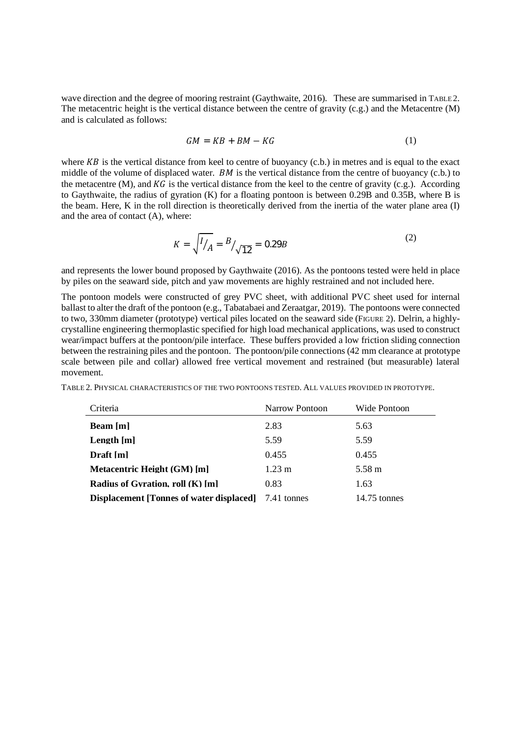wave direction and the degree of mooring restraint (Gaythwaite, 2016). These are summarised in TABLE 2. The metacentric height is the vertical distance between the centre of gravity (c.g.) and the Metacentre (M) and is calculated as follows:

$$GM = KB + BM - KG \tag{1}$$

where $KB$ is the vertical distance from keel to centre of buoyancy (c.b.) in metres and is equal to the exact middle of the volume of displaced water. $BM$ is the vertical distance from the centre of buoyancy (c.b.) to the metacentre (M), and $KG$ is the vertical distance from the keel to the centre of gravity (c.g.). According to Gaythwaite, the radius of gyration (K) for a floating pontoon is between 0.29B and 0.35B, where B is the beam. Here, K in the roll direction is theoretically derived from the inertia of the water plane area (I) and the area of contact (A), where:

$$K = \sqrt{I/_{A}} = B/_{\sqrt{12}} = 0.29B \tag{2}$$

and represents the lower bound proposed by Gaythwaite (2016). As the pontoons tested were held in place by piles on the seaward side, pitch and yaw movements are highly restrained and not included here.

The pontoon models were constructed of grey PVC sheet, with additional PVC sheet used for internal ballast to alter the draft of the pontoon (e.g., Tabatabaei and Zeraatgar, 2019). The pontoons were connected to two, 330mm diameter (prototype) vertical piles located on the seaward side (FIGURE 2). Delrin, a highly-crystalline engineering thermoplastic specified for high load mechanical applications, was used to construct wear/impact buffers at the pontoon/pile interface. These buffers provided a low friction sliding connection between the restraining piles and the pontoon. The pontoon/pile connections (42 mm clearance at prototype scale between pile and collar) allowed free vertical movement and restrained (but measurable) lateral movement.

TABLE 2. PHYSICAL CHARACTERISTICS OF THE TWO PONTOONS TESTED. ALL VALUES PROVIDED IN PROTOTYPE.

| Criteria | Narrow Pontoon | Wide Pontoon |
|---|---|---|
| **Beam [m]** | 2.83 | 5.63 |
| **Length [m]** | 5.59 | 5.59 |
| **Draft [m]** | 0.455 | 0.455 |
| **Metacentric Height (GM) [m]** | 1.23 m | 5.58 m |
| **Radius of Gyration, roll (K) [m]** | 0.83 | 1.63 |
| **Displacement [Tonnes of water displaced]** | 7.41 tonnes | 14.75 tonnes |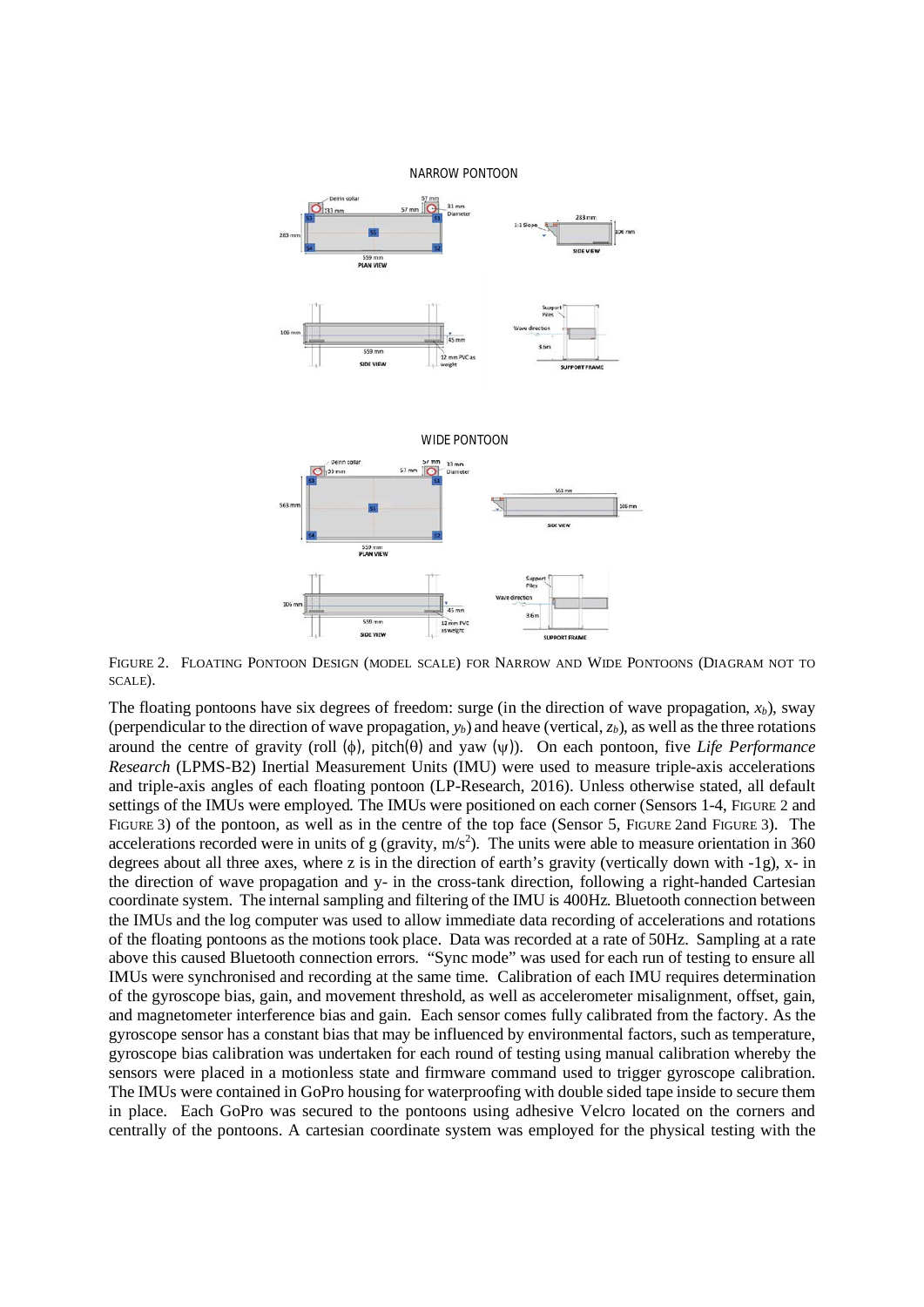FIGURE 2. FLOATING PONTOON DESIGN (MODEL SCALE) FOR NARROW AND WIDE PONTOONS (DIAGRAM NOT TO SCALE).

The floating pontoons have six degrees of freedom: surge (in the direction of wave propagation, $x_b$), sway (perpendicular to the direction of wave propagation, $y_b$) and heave (vertical, $z_b$), as well as the three rotations around the centre of gravity (roll ($\phi$), pitch($\theta$) and yaw ($\psi$)). On each pontoon, five *Life Performance Research* (LPMS-B2) Inertial Measurement Units (IMU) were used to measure triple-axis accelerations and triple-axis angles of each floating pontoon (LP-Research, 2016). Unless otherwise stated, all default settings of the IMUs were employed. The IMUs were positioned on each corner (Sensors 1-4, FIGURE 2 and FIGURE 3) of the pontoon, as well as in the centre of the top face (Sensor 5, FIGURE 2and FIGURE 3). The accelerations recorded were in units of g (gravity, m/s$^2$). The units were able to measure orientation in 360 degrees about all three axes, where z is in the direction of earth's gravity (vertically down with -1g), x- in the direction of wave propagation and y- in the cross-tank direction, following a right-handed Cartesian coordinate system. The internal sampling and filtering of the IMU is 400Hz. Bluetooth connection between the IMUs and the log computer was used to allow immediate data recording of accelerations and rotations of the floating pontoons as the motions took place. Data was recorded at a rate of 50Hz. Sampling at a rate above this caused Bluetooth connection errors. "Sync mode" was used for each run of testing to ensure all IMUs were synchronised and recording at the same time. Calibration of each IMU requires determination of the gyroscope bias, gain, and movement threshold, as well as accelerometer misalignment, offset, gain, and magnetometer interference bias and gain. Each sensor comes fully calibrated from the factory. As the gyroscope sensor has a constant bias that may be influenced by environmental factors, such as temperature, gyroscope bias calibration was undertaken for each round of testing using manual calibration whereby the sensors were placed in a motionless state and firmware command used to trigger gyroscope calibration. The IMUs were contained in GoPro housing for waterproofing with double sided tape inside to secure them in place. Each GoPro was secured to the pontoons using adhesive Velcro located on the corners and centrally of the pontoons. A cartesian coordinate system was employed for the physical testing with the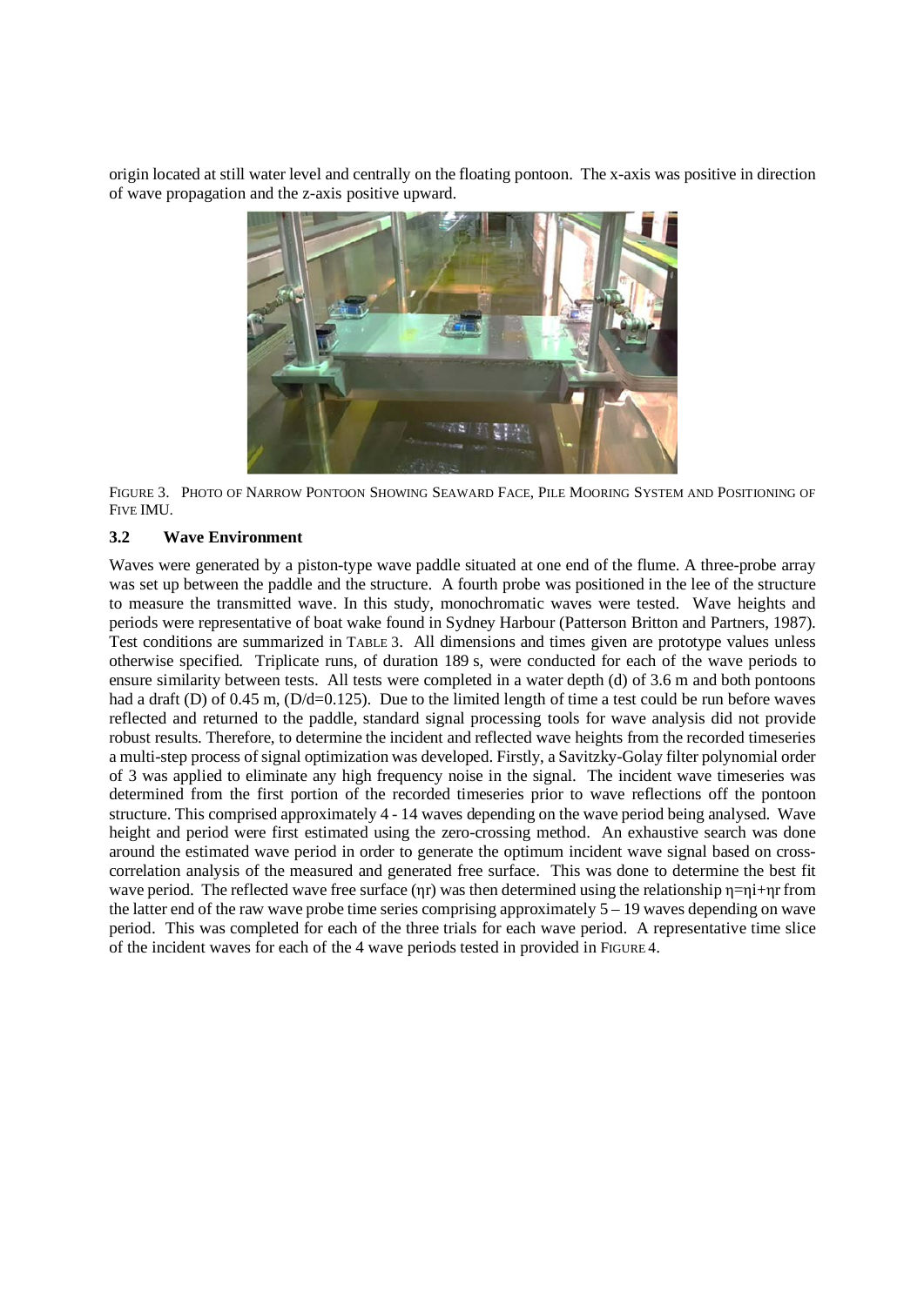origin located at still water level and centrally on the floating pontoon. The x-axis was positive in direction of wave propagation and the z-axis positive upward.

FIGURE 3. PHOTO OF NARROW PONTOON SHOWING SEAWARD FACE, PILE MOORING SYSTEM AND POSITIONING OF FIVE IMU.

### 3.2 Wave Environment

Waves were generated by a piston-type wave paddle situated at one end of the flume. A three-probe array was set up between the paddle and the structure. A fourth probe was positioned in the lee of the structure to measure the transmitted wave. In this study, monochromatic waves were tested. Wave heights and periods were representative of boat wake found in Sydney Harbour (Patterson Britton and Partners, 1987). Test conditions are summarized in TABLE 3. All dimensions and times given are prototype values unless otherwise specified. Triplicate runs, of duration 189 s, were conducted for each of the wave periods to ensure similarity between tests. All tests were completed in a water depth (d) of 3.6 m and both pontoons had a draft (D) of 0.45 m, (D/d=0.125). Due to the limited length of time a test could be run before waves reflected and returned to the paddle, standard signal processing tools for wave analysis did not provide robust results. Therefore, to determine the incident and reflected wave heights from the recorded timeseries a multi-step process of signal optimization was developed. Firstly, a Savitzky-Golay filter polynomial order of 3 was applied to eliminate any high frequency noise in the signal. The incident wave timeseries was determined from the first portion of the recorded timeseries prior to wave reflections off the pontoon structure. This comprised approximately 4 - 14 waves depending on the wave period being analysed. Wave height and period were first estimated using the zero-crossing method. An exhaustive search was done around the estimated wave period in order to generate the optimum incident wave signal based on cross-correlation analysis of the measured and generated free surface. This was done to determine the best fit wave period. The reflected wave free surface ($\eta_r$) was then determined using the relationship $\eta = \eta_i + \eta_r$ from the latter end of the raw wave probe time series comprising approximately 5 – 19 waves depending on wave period. This was completed for each of the three trials for each wave period. A representative time slice of the incident waves for each of the 4 wave periods tested in provided in FIGURE 4.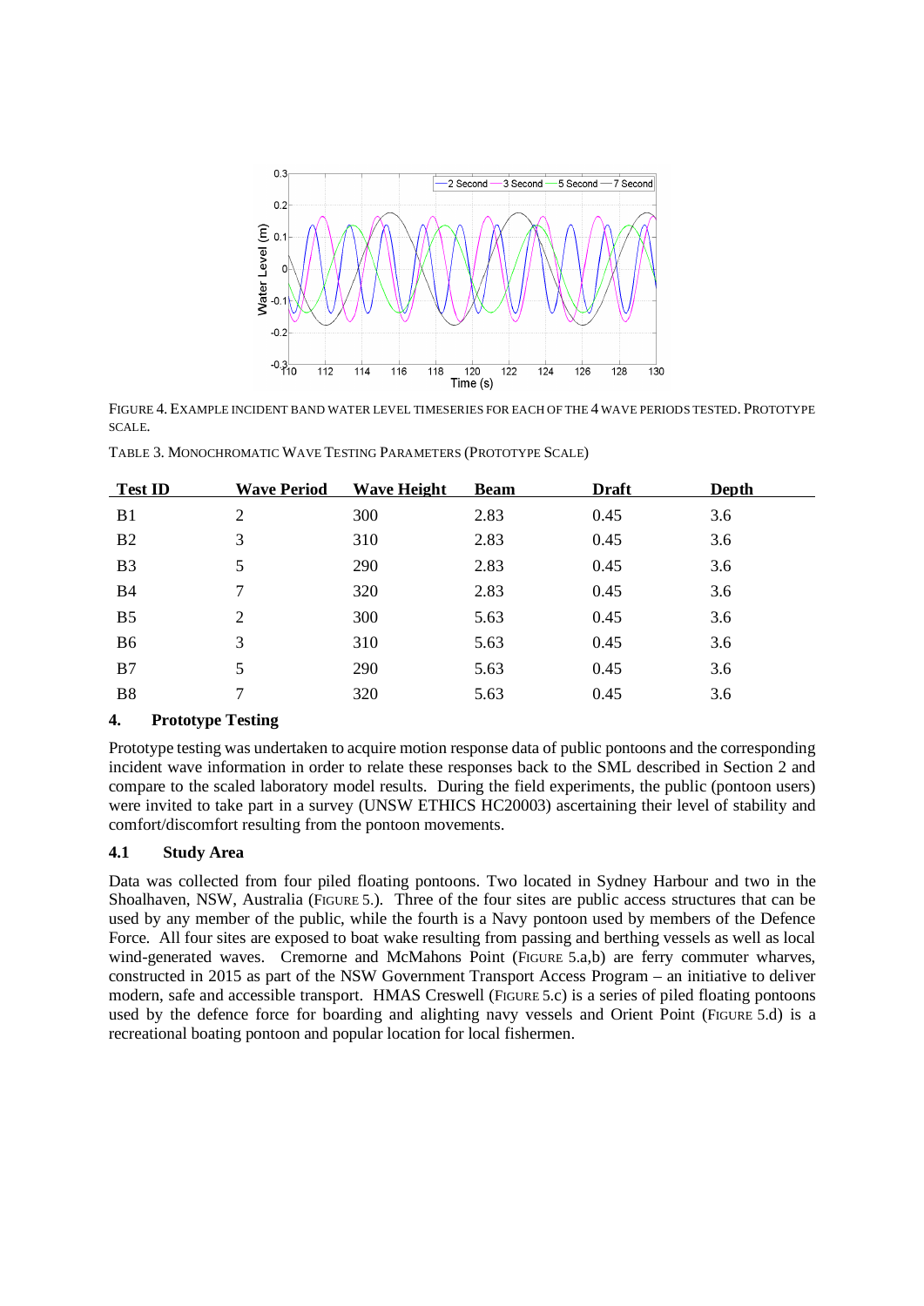FIGURE 4. EXAMPLE INCIDENT BAND WATER LEVEL TIMESERIES FOR EACH OF THE 4 WAVE PERIODS TESTED. PROTOTYPE SCALE.

TABLE 3. MONOCHROMATIC WAVE TESTING PARAMETERS (PROTOTYPE SCALE)

| Test ID | Wave Period | Wave Height | Beam | Draft | Depth |
|---|---|---|---|---|---|
| B1 | 2 | 300 | 2.83 | 0.45 | 3.6 |
| B2 | 3 | 310 | 2.83 | 0.45 | 3.6 |
| B3 | 5 | 290 | 2.83 | 0.45 | 3.6 |
| B4 | 7 | 320 | 2.83 | 0.45 | 3.6 |
| B5 | 2 | 300 | 5.63 | 0.45 | 3.6 |
| B6 | 3 | 310 | 5.63 | 0.45 | 3.6 |
| B7 | 5 | 290 | 5.63 | 0.45 | 3.6 |
| B8 | 7 | 320 | 5.63 | 0.45 | 3.6 |

## 4. Prototype Testing

Prototype testing was undertaken to acquire motion response data of public pontoons and the corresponding incident wave information in order to relate these responses back to the SML described in Section 2 and compare to the scaled laboratory model results. During the field experiments, the public (pontoon users) were invited to take part in a survey (UNSW ETHICS HC20003) ascertaining their level of stability and comfort/discomfort resulting from the pontoon movements.

### 4.1 Study Area

Data was collected from four piled floating pontoons. Two located in Sydney Harbour and two in the Shoalhaven, NSW, Australia (FIGURE 5.). Three of the four sites are public access structures that can be used by any member of the public, while the fourth is a Navy pontoon used by members of the Defence Force. All four sites are exposed to boat wake resulting from passing and berthing vessels as well as local wind-generated waves. Cremorne and McMahons Point (FIGURE 5.a,b) are ferry commuter wharves, constructed in 2015 as part of the NSW Government Transport Access Program – an initiative to deliver modern, safe and accessible transport. HMAS Creswell (FIGURE 5.c) is a series of piled floating pontoons used by the defence force for boarding and alighting navy vessels and Orient Point (FIGURE 5.d) is a recreational boating pontoon and popular location for local fishermen.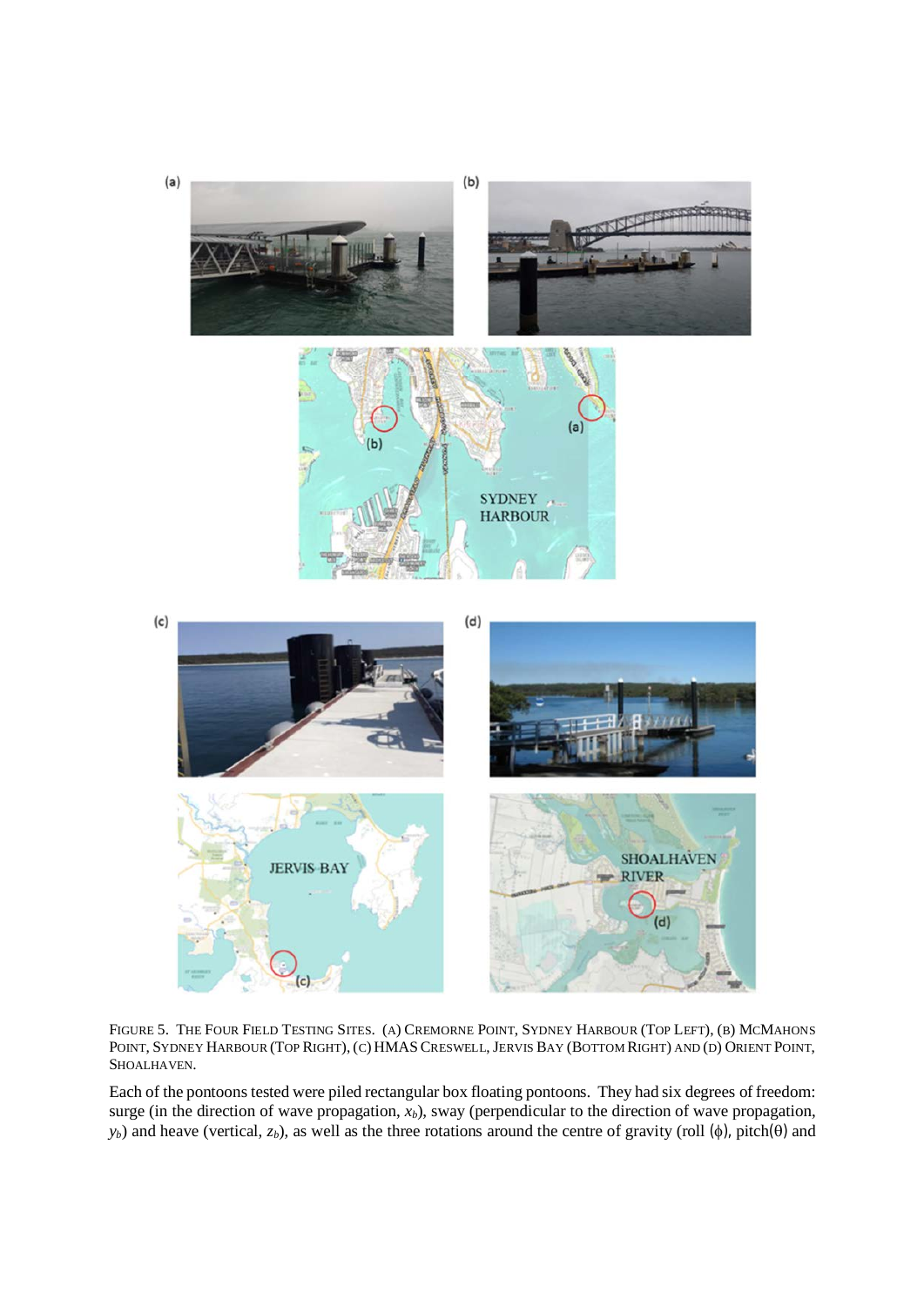FIGURE 5. THE FOUR FIELD TESTING SITES. (A) CREMORNE POINT, SYDNEY HARBOUR (TOP LEFT), (B) MCMAHONS POINT, SYDNEY HARBOUR (TOP RIGHT), (C) HMAS CRESWELL, JERVIS BAY (BOTTOM RIGHT) AND (D) ORIENT POINT, SHOALHAVEN.

Each of the pontoons tested were piled rectangular box floating pontoons. They had six degrees of freedom: surge (in the direction of wave propagation, $x_b$), sway (perpendicular to the direction of wave propagation, $y_b$) and heave (vertical, $z_b$), as well as the three rotations around the centre of gravity (roll ($\phi$), pitch($\theta$) and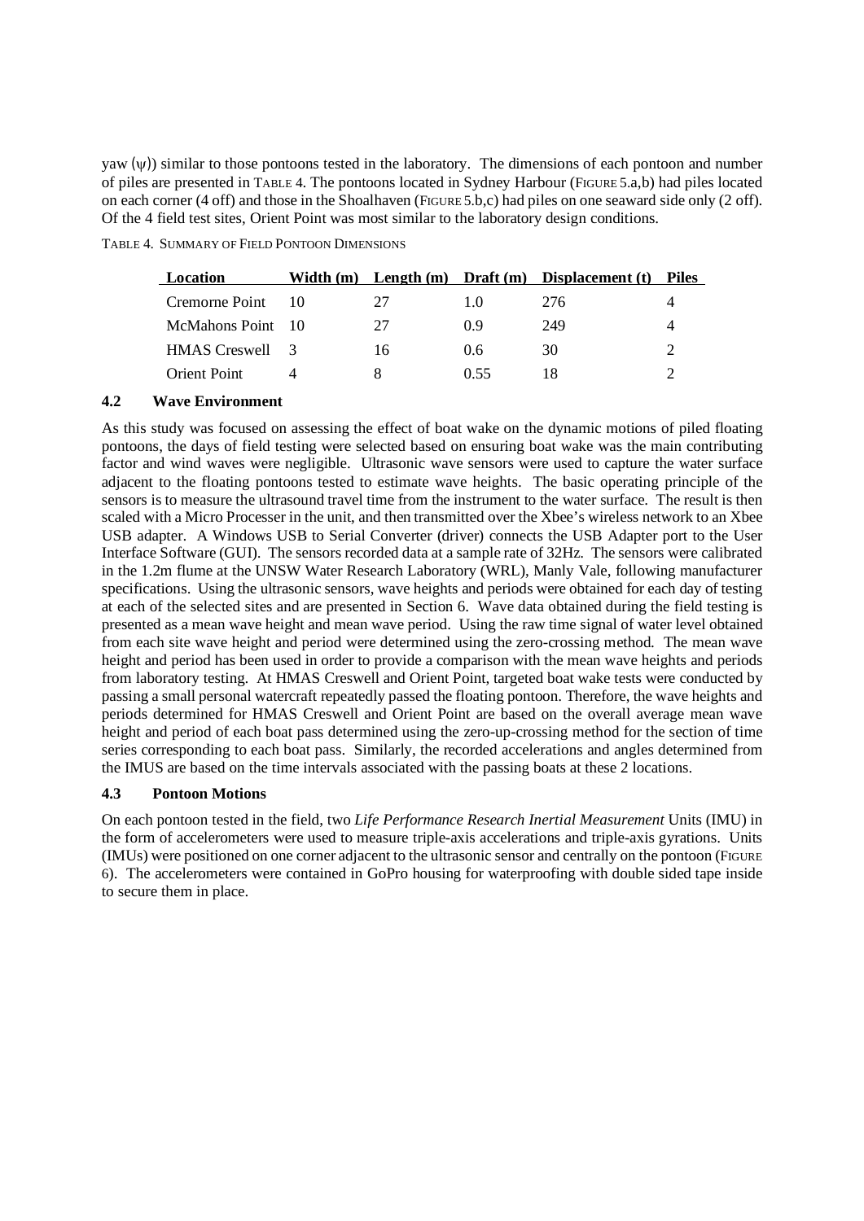yaw ($\psi$)) similar to those pontoons tested in the laboratory. The dimensions of each pontoon and number of piles are presented in TABLE 4. The pontoons located in Sydney Harbour (FIGURE 5.a,b) had piles located on each corner (4 off) and those in the Shoalhaven (FIGURE 5.b,c) had piles on one seaward side only (2 off). Of the 4 field test sites, Orient Point was most similar to the laboratory design conditions.

TABLE 4. SUMMARY OF FIELD PONTOON DIMENSIONS

| Location | Width (m) | Length (m) | Draft (m) | Displacement (t) | Piles |
|---|---|---|---|---|---|
| Cremorne Point | 10 | 27 | 1.0 | 276 | 4 |
| McMahons Point | 10 | 27 | 0.9 | 249 | 4 |
| HMAS Creswell | 3 | 16 | 0.6 | 30 | 2 |
| Orient Point | 4 | 8 | 0.55 | 18 | 2 |

### 4.2 Wave Environment

As this study was focused on assessing the effect of boat wake on the dynamic motions of piled floating pontoons, the days of field testing were selected based on ensuring boat wake was the main contributing factor and wind waves were negligible. Ultrasonic wave sensors were used to capture the water surface adjacent to the floating pontoons tested to estimate wave heights. The basic operating principle of the sensors is to measure the ultrasound travel time from the instrument to the water surface. The result is then scaled with a Micro Processer in the unit, and then transmitted over the Xbee's wireless network to an Xbee USB adapter. A Windows USB to Serial Converter (driver) connects the USB Adapter port to the User Interface Software (GUI). The sensors recorded data at a sample rate of 32Hz. The sensors were calibrated in the 1.2m flume at the UNSW Water Research Laboratory (WRL), Manly Vale, following manufacturer specifications. Using the ultrasonic sensors, wave heights and periods were obtained for each day of testing at each of the selected sites and are presented in Section 6. Wave data obtained during the field testing is presented as a mean wave height and mean wave period. Using the raw time signal of water level obtained from each site wave height and period were determined using the zero-crossing method. The mean wave height and period has been used in order to provide a comparison with the mean wave heights and periods from laboratory testing. At HMAS Creswell and Orient Point, targeted boat wake tests were conducted by passing a small personal watercraft repeatedly passed the floating pontoon. Therefore, the wave heights and periods determined for HMAS Creswell and Orient Point are based on the overall average mean wave height and period of each boat pass determined using the zero-up-crossing method for the section of time series corresponding to each boat pass. Similarly, the recorded accelerations and angles determined from the IMUS are based on the time intervals associated with the passing boats at these 2 locations.

### 4.3 Pontoon Motions

On each pontoon tested in the field, two *Life Performance Research Inertial Measurement* Units (IMU) in the form of accelerometers were used to measure triple-axis accelerations and triple-axis gyrations. Units (IMUs) were positioned on one corner adjacent to the ultrasonic sensor and centrally on the pontoon (FIGURE 6). The accelerometers were contained in GoPro housing for waterproofing with double sided tape inside to secure them in place.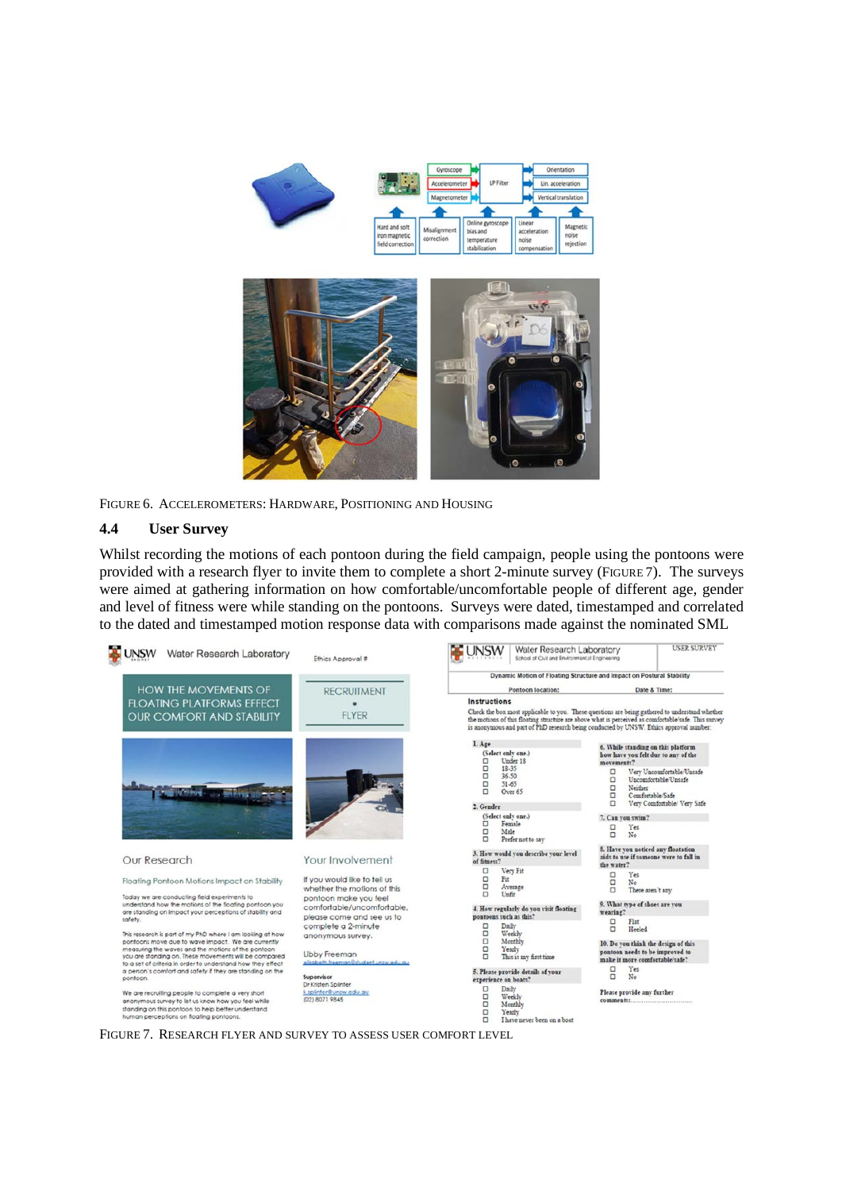FIGURE 6. ACCELEROMETERS: HARDWARE, POSITIONING AND HOUSING

### 4.4 User Survey

Whilst recording the motions of each pontoon during the field campaign, people using the pontoons were provided with a research flyer to invite them to complete a short 2-minute survey (FIGURE 7). The surveys were aimed at gathering information on how comfortable/uncomfortable people of different age, gender and level of fitness were while standing on the pontoons. Surveys were dated, timestamped and correlated to the dated and timestamped motion response data with comparisons made against the nominated SML

FIGURE 7. RESEARCH FLYER AND SURVEY TO ASSESS USER COMFORT LEVEL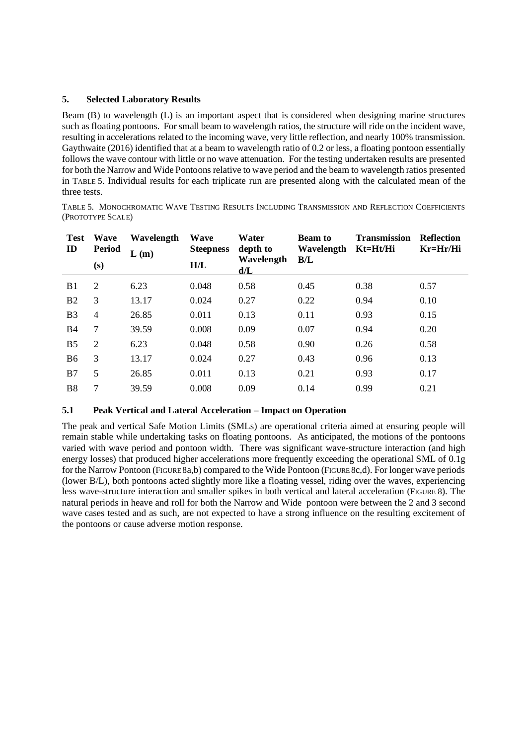## 5. Selected Laboratory Results

Beam (B) to wavelength (L) is an important aspect that is considered when designing marine structures such as floating pontoons. For small beam to wavelength ratios, the structure will ride on the incident wave, resulting in accelerations related to the incoming wave, very little reflection, and nearly 100% transmission. Gaythwaite (2016) identified that at a beam to wavelength ratio of 0.2 or less, a floating pontoon essentially follows the wave contour with little or no wave attenuation. For the testing undertaken results are presented for both the Narrow and Wide Pontoons relative to wave period and the beam to wavelength ratios presented in Table 5. Individual results for each triplicate run are presented along with the calculated mean of the three tests.

Table 5. Monochromatic Wave Testing Results Including Transmission and Reflection Coefficients (Prototype Scale)

| Test ID | Wave Period (s) | Wavelength L (m) | Wave Steepness H/L | Water depth to Wavelength d/L | Beam to Wavelength B/L | Transmission Kt=Ht/Hi | Reflection Kr=Hr/Hi |
|---|---|---|---|---|---|---|---|
| B1 | 2 | 6.23 | 0.048 | 0.58 | 0.45 | 0.38 | 0.57 |
| B2 | 3 | 13.17 | 0.024 | 0.27 | 0.22 | 0.94 | 0.10 |
| B3 | 4 | 26.85 | 0.011 | 0.13 | 0.11 | 0.93 | 0.15 |
| B4 | 7 | 39.59 | 0.008 | 0.09 | 0.07 | 0.94 | 0.20 |
| B5 | 2 | 6.23 | 0.048 | 0.58 | 0.90 | 0.26 | 0.58 |
| B6 | 3 | 13.17 | 0.024 | 0.27 | 0.43 | 0.96 | 0.13 |
| B7 | 5 | 26.85 | 0.011 | 0.13 | 0.21 | 0.93 | 0.17 |
| B8 | 7 | 39.59 | 0.008 | 0.09 | 0.14 | 0.99 | 0.21 |

### 5.1 Peak Vertical and Lateral Acceleration – Impact on Operation

The peak and vertical Safe Motion Limits (SMLs) are operational criteria aimed at ensuring people will remain stable while undertaking tasks on floating pontoons. As anticipated, the motions of the pontoons varied with wave period and pontoon width. There was significant wave-structure interaction (and high energy losses) that produced higher accelerations more frequently exceeding the operational SML of 0.1g for the Narrow Pontoon (Figure 8a,b) compared to the Wide Pontoon (Figure 8c,d). For longer wave periods (lower B/L), both pontoons acted slightly more like a floating vessel, riding over the waves, experiencing less wave-structure interaction and smaller spikes in both vertical and lateral acceleration (Figure 8). The natural periods in heave and roll for both the Narrow and Wide pontoon were between the 2 and 3 second wave cases tested and as such, are not expected to have a strong influence on the resulting excitement of the pontoons or cause adverse motion response.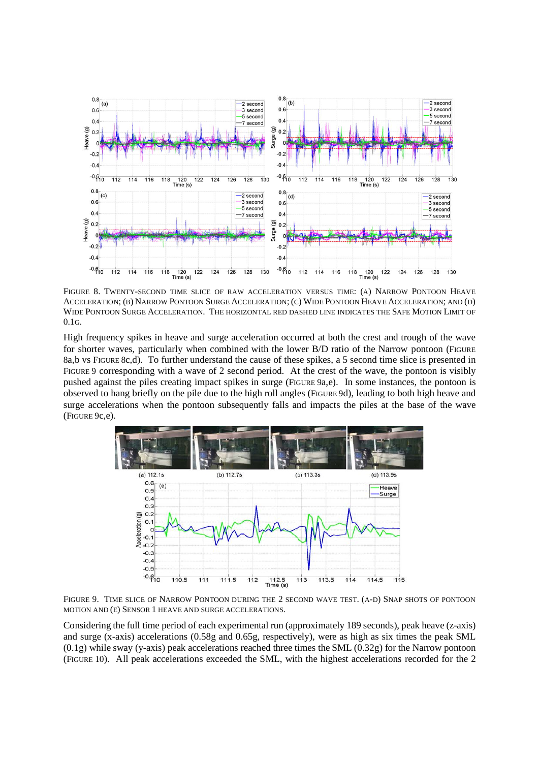FIGURE 8. TWENTY-SECOND TIME SLICE OF RAW ACCELERATION VERSUS TIME: (A) NARROW PONTOON HEAVE ACCELERATION; (B) NARROW PONTOON SURGE ACCELERATION; (C) WIDE PONTOON HEAVE ACCELERATION; AND (D) WIDE PONTOON SURGE ACCELERATION. THE HORIZONTAL RED DASHED LINE INDICATES THE SAFE MOTION LIMIT OF 0.1G.

High frequency spikes in heave and surge acceleration occurred at both the crest and trough of the wave for shorter waves, particularly when combined with the lower B/D ratio of the Narrow pontoon (FIGURE 8a,b vs FIGURE 8c,d). To further understand the cause of these spikes, a 5 second time slice is presented in FIGURE 9 corresponding with a wave of 2 second period. At the crest of the wave, the pontoon is visibly pushed against the piles creating impact spikes in surge (FIGURE 9a,e). In some instances, the pontoon is observed to hang briefly on the pile due to the high roll angles (FIGURE 9d), leading to both high heave and surge accelerations when the pontoon subsequently falls and impacts the piles at the base of the wave (FIGURE 9c,e).

FIGURE 9. TIME SLICE OF NARROW PONTOON DURING THE 2 SECOND WAVE TEST. (A-D) SNAP SHOTS OF PONTOON MOTION AND (E) SENSOR 1 HEAVE AND SURGE ACCELERATIONS.

Considering the full time period of each experimental run (approximately 189 seconds), peak heave (z-axis) and surge (x-axis) accelerations (0.58g and 0.65g, respectively), were as high as six times the peak SML (0.1g) while sway (y-axis) peak accelerations reached three times the SML (0.32g) for the Narrow pontoon (FIGURE 10). All peak accelerations exceeded the SML, with the highest accelerations recorded for the 2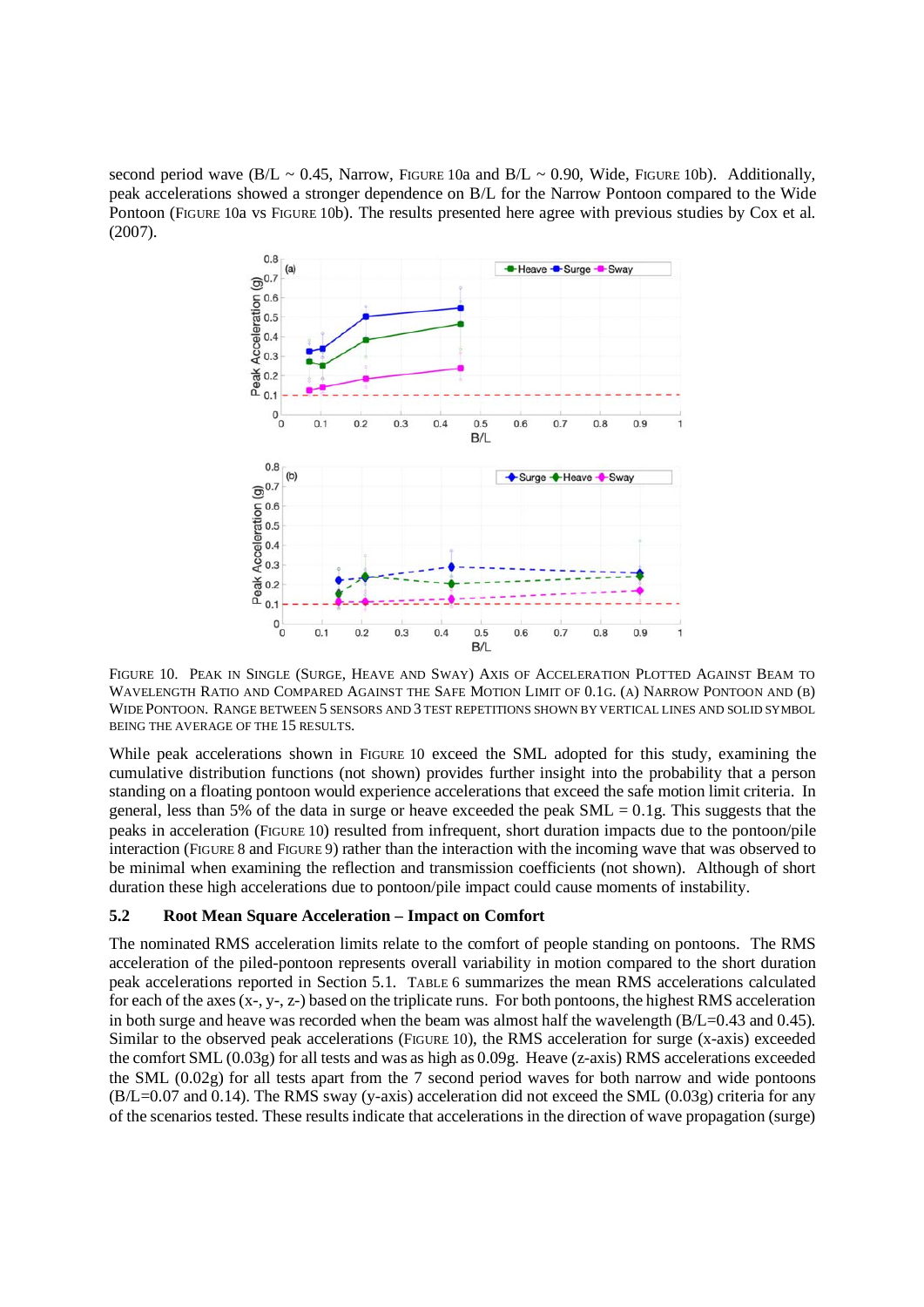second period wave (B/L ~ 0.45, Narrow, Figure 10a and B/L ~ 0.90, Wide, Figure 10b). Additionally, peak accelerations showed a stronger dependence on B/L for the Narrow Pontoon compared to the Wide Pontoon (Figure 10a vs Figure 10b). The results presented here agree with previous studies by Cox et al. (2007).

Figure 10. Peak in Single (Surge, Heave and Sway) Axis of Acceleration Plotted Against Beam to Wavelength Ratio and Compared Against the Safe Motion Limit of 0.1g. (a) Narrow Pontoon and (b) Wide Pontoon. Range between 5 sensors and 3 test repetitions shown by vertical lines and solid symbol being the average of the 15 results.

While peak accelerations shown in Figure 10 exceed the SML adopted for this study, examining the cumulative distribution functions (not shown) provides further insight into the probability that a person standing on a floating pontoon would experience accelerations that exceed the safe motion limit criteria. In general, less than 5% of the data in surge or heave exceeded the peak SML = 0.1g. This suggests that the peaks in acceleration (Figure 10) resulted from infrequent, short duration impacts due to the pontoon/pile interaction (Figure 8 and Figure 9) rather than the interaction with the incoming wave that was observed to be minimal when examining the reflection and transmission coefficients (not shown). Although of short duration these high accelerations due to pontoon/pile impact could cause moments of instability.

### 5.2 Root Mean Square Acceleration – Impact on Comfort

The nominated RMS acceleration limits relate to the comfort of people standing on pontoons. The RMS acceleration of the piled-pontoon represents overall variability in motion compared to the short duration peak accelerations reported in Section 5.1. Table 6 summarizes the mean RMS accelerations calculated for each of the axes (x-, y-, z-) based on the triplicate runs. For both pontoons, the highest RMS acceleration in both surge and heave was recorded when the beam was almost half the wavelength (B/L=0.43 and 0.45). Similar to the observed peak accelerations (Figure 10), the RMS acceleration for surge (x-axis) exceeded the comfort SML (0.03g) for all tests and was as high as 0.09g. Heave (z-axis) RMS accelerations exceeded the SML (0.02g) for all tests apart from the 7 second period waves for both narrow and wide pontoons (B/L=0.07 and 0.14). The RMS sway (y-axis) acceleration did not exceed the SML (0.03g) criteria for any of the scenarios tested. These results indicate that accelerations in the direction of wave propagation (surge)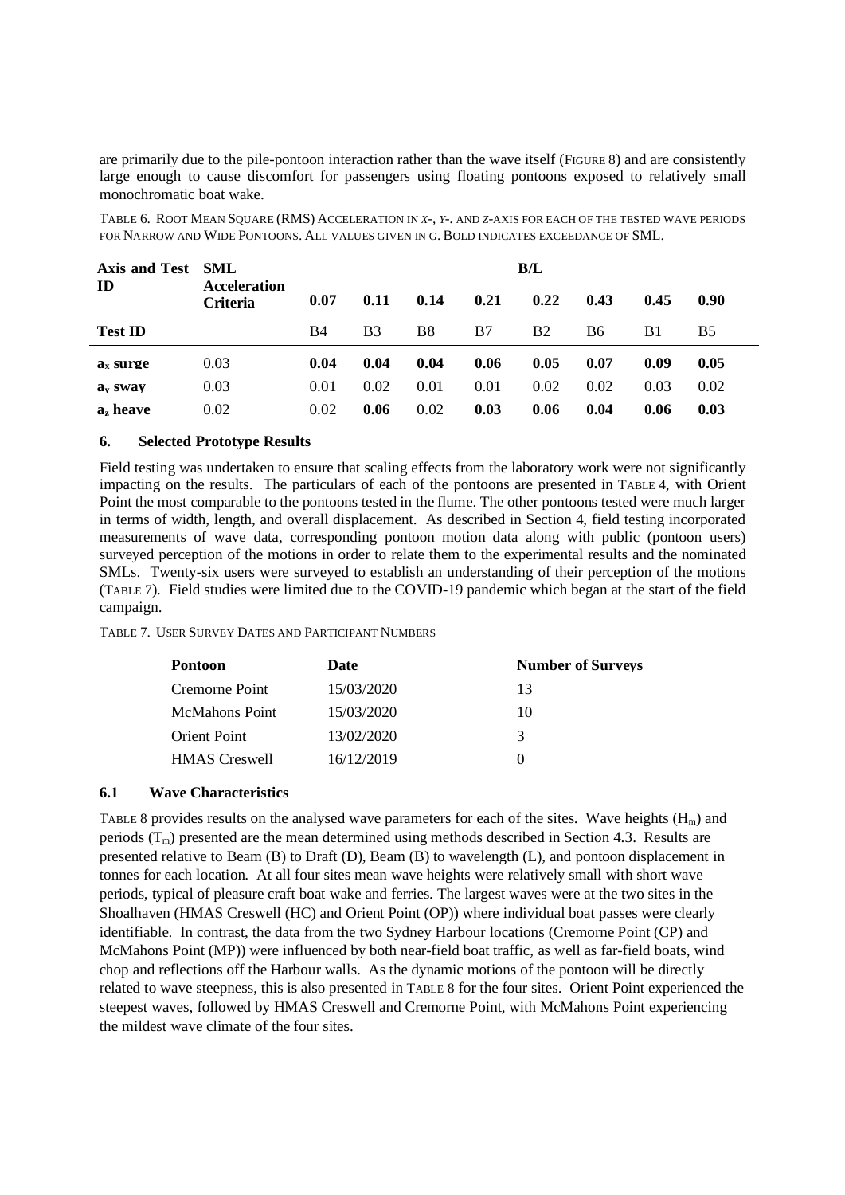are primarily due to the pile-pontoon interaction rather than the wave itself (FIGURE 8) and are consistently large enough to cause discomfort for passengers using floating pontoons exposed to relatively small monochromatic boat wake.

TABLE 6. ROOT MEAN SQUARE (RMS) ACCELERATION IN *X*-, *Y*-. AND *Z*-AXIS FOR EACH OF THE TESTED WAVE PERIODS FOR NARROW AND WIDE PONTOONS. ALL VALUES GIVEN IN G. BOLD INDICATES EXCEEDANCE OF SML.

| Axis and Test ID | SML Acceleration Criteria | B/L 0.07 | 0.11 | 0.14 | 0.21 | 0.22 | 0.43 | 0.45 | 0.90 |
|---|---|---|---|---|---|---|---|---|---|
| **Test ID** | | B4 | B3 | B8 | B7 | B2 | B6 | B1 | B5 |
| **$a_x$ surge** | 0.03 | **0.04** | **0.04** | **0.04** | **0.06** | **0.05** | **0.07** | **0.09** | **0.05** |
| **$a_y$ sway** | 0.03 | 0.01 | 0.02 | 0.01 | 0.01 | 0.02 | 0.02 | 0.03 | 0.02 |
| **$a_z$ heave** | 0.02 | 0.02 | **0.06** | 0.02 | **0.03** | **0.06** | **0.04** | **0.06** | **0.03** |

## 6. Selected Prototype Results

Field testing was undertaken to ensure that scaling effects from the laboratory work were not significantly impacting on the results. The particulars of each of the pontoons are presented in TABLE 4, with Orient Point the most comparable to the pontoons tested in the flume. The other pontoons tested were much larger in terms of width, length, and overall displacement. As described in Section 4, field testing incorporated measurements of wave data, corresponding pontoon motion data along with public (pontoon users) surveyed perception of the motions in order to relate them to the experimental results and the nominated SMLs. Twenty-six users were surveyed to establish an understanding of their perception of the motions (TABLE 7). Field studies were limited due to the COVID-19 pandemic which began at the start of the field campaign.

TABLE 7. USER SURVEY DATES AND PARTICIPANT NUMBERS

| Pontoon | Date | Number of Surveys |
|---|---|---|
| Cremorne Point | 15/03/2020 | 13 |
| McMahons Point | 15/03/2020 | 10 |
| Orient Point | 13/02/2020 | 3 |
| HMAS Creswell | 16/12/2019 | 0 |

### 6.1 Wave Characteristics

TABLE 8 provides results on the analysed wave parameters for each of the sites. Wave heights ($H_m$) and periods ($T_m$) presented are the mean determined using methods described in Section 4.3. Results are presented relative to Beam (B) to Draft (D), Beam (B) to wavelength (L), and pontoon displacement in tonnes for each location. At all four sites mean wave heights were relatively small with short wave periods, typical of pleasure craft boat wake and ferries. The largest waves were at the two sites in the Shoalhaven (HMAS Creswell (HC) and Orient Point (OP)) where individual boat passes were clearly identifiable. In contrast, the data from the two Sydney Harbour locations (Cremorne Point (CP) and McMahons Point (MP)) were influenced by both near-field boat traffic, as well as far-field boats, wind chop and reflections off the Harbour walls. As the dynamic motions of the pontoon will be directly related to wave steepness, this is also presented in TABLE 8 for the four sites. Orient Point experienced the steepest waves, followed by HMAS Creswell and Cremorne Point, with McMahons Point experiencing the mildest wave climate of the four sites.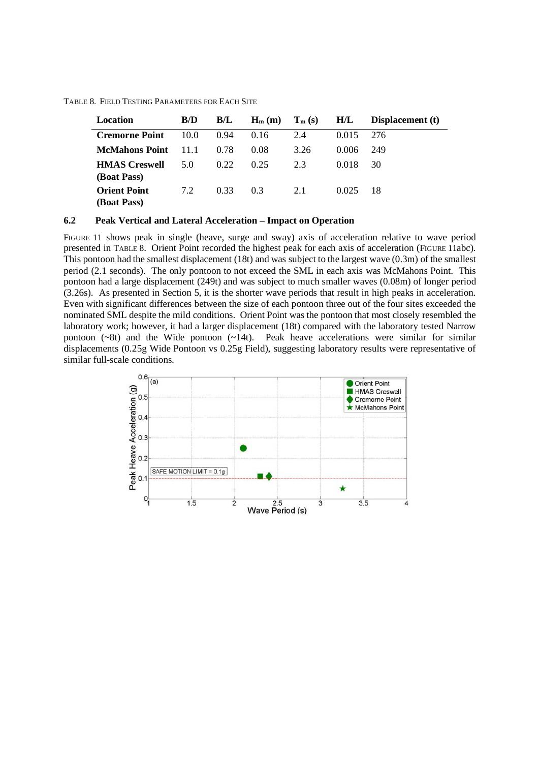Table 8. Field Testing Parameters for Each Site

| Location | B/D | B/L | $H_m$ (m) | $T_m$ (s) | H/L | Displacement (t) |
|---|---|---|---|---|---|---|
| **Cremorne Point** | 10.0 | 0.94 | 0.16 | 2.4 | 0.015 | 276 |
| **McMahons Point** | 11.1 | 0.78 | 0.08 | 3.26 | 0.006 | 249 |
| **HMAS Creswell (Boat Pass)** | 5.0 | 0.22 | 0.25 | 2.3 | 0.018 | 30 |
| **Orient Point (Boat Pass)** | 7.2 | 0.33 | 0.3 | 2.1 | 0.025 | 18 |

### 6.2 Peak Vertical and Lateral Acceleration – Impact on Operation

Figure 11 shows peak in single (heave, surge and sway) axis of acceleration relative to wave period presented in Table 8. Orient Point recorded the highest peak for each axis of acceleration (Figure 11abc). This pontoon had the smallest displacement (18t) and was subject to the largest wave (0.3m) of the smallest period (2.1 seconds). The only pontoon to not exceed the SML in each axis was McMahons Point. This pontoon had a large displacement (249t) and was subject to much smaller waves (0.08m) of longer period (3.26s). As presented in Section 5, it is the shorter wave periods that result in high peaks in acceleration. Even with significant differences between the size of each pontoon three out of the four sites exceeded the nominated SML despite the mild conditions. Orient Point was the pontoon that most closely resembled the laboratory work; however, it had a larger displacement (18t) compared with the laboratory tested Narrow pontoon (~8t) and the Wide pontoon (~14t). Peak heave accelerations were similar for similar displacements (0.25g Wide Pontoon vs 0.25g Field), suggesting laboratory results were representative of similar full-scale conditions.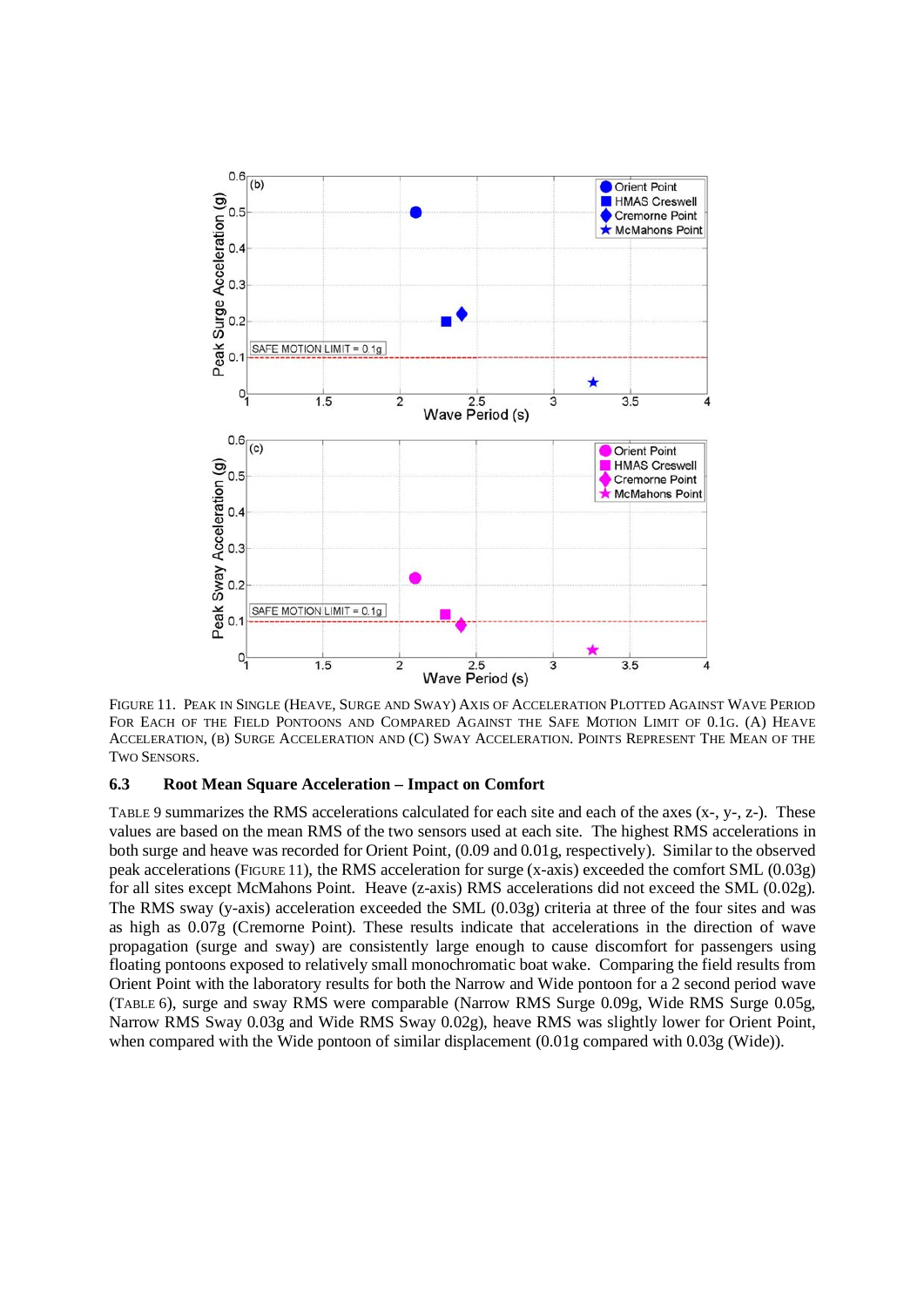Figure 11. Peak in Single (Heave, Surge and Sway) Axis of Acceleration Plotted Against Wave Period For Each of the Field Pontoons and Compared Against the Safe Motion Limit of 0.1g. (A) Heave Acceleration, (B) Surge Acceleration and (C) Sway Acceleration. Points Represent The Mean of the Two Sensors.

### 6.3 Root Mean Square Acceleration – Impact on Comfort

Table 9 summarizes the RMS accelerations calculated for each site and each of the axes (x-, y-, z-). These values are based on the mean RMS of the two sensors used at each site. The highest RMS accelerations in both surge and heave was recorded for Orient Point, (0.09 and 0.01g, respectively). Similar to the observed peak accelerations (Figure 11), the RMS acceleration for surge (x-axis) exceeded the comfort SML (0.03g) for all sites except McMahons Point. Heave (z-axis) RMS accelerations did not exceed the SML (0.02g). The RMS sway (y-axis) acceleration exceeded the SML (0.03g) criteria at three of the four sites and was as high as 0.07g (Cremorne Point). These results indicate that accelerations in the direction of wave propagation (surge and sway) are consistently large enough to cause discomfort for passengers using floating pontoons exposed to relatively small monochromatic boat wake. Comparing the field results from Orient Point with the laboratory results for both the Narrow and Wide pontoon for a 2 second period wave (Table 6), surge and sway RMS were comparable (Narrow RMS Surge 0.09g, Wide RMS Surge 0.05g, Narrow RMS Sway 0.03g and Wide RMS Sway 0.02g), heave RMS was slightly lower for Orient Point, when compared with the Wide pontoon of similar displacement (0.01g compared with 0.03g (Wide)).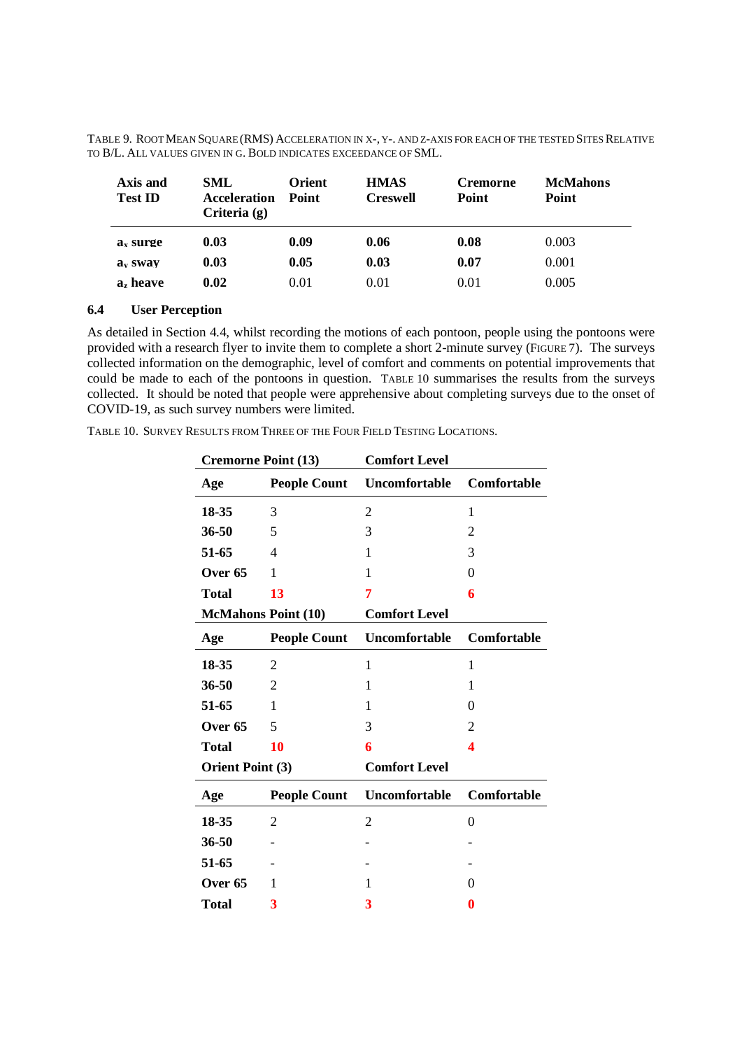TABLE 9. ROOT MEAN SQUARE (RMS) ACCELERATION IN X-, Y-. AND Z-AXIS FOR EACH OF THE TESTED SITES RELATIVE TO B/L. ALL VALUES GIVEN IN G. BOLD INDICATES EXCEEDANCE OF SML.

| Axis and Test ID | SML Acceleration Criteria (g) | Orient Point | HMAS Creswell | Cremorne Point | McMahons Point |
|---|---|---|---|---|---|
| **$a_x$ surge** | **0.03** | **0.09** | **0.06** | **0.08** | 0.003 |
| **$a_y$ sway** | **0.03** | **0.05** | **0.03** | **0.07** | 0.001 |
| **$a_z$ heave** | **0.02** | 0.01 | 0.01 | 0.01 | 0.005 |

### 6.4 User Perception

As detailed in Section 4.4, whilst recording the motions of each pontoon, people using the pontoons were provided with a research flyer to invite them to complete a short 2-minute survey (FIGURE 7). The surveys collected information on the demographic, level of comfort and comments on potential improvements that could be made to each of the pontoons in question. TABLE 10 summarises the results from the surveys collected. It should be noted that people were apprehensive about completing surveys due to the onset of COVID-19, as such survey numbers were limited.

TABLE 10. SURVEY RESULTS FROM THREE OF THE FOUR FIELD TESTING LOCATIONS.

| **Cremorne Point (13)** | | **Comfort Level** | |
|---|---|---|---|
| **Age** | **People Count** | **Uncomfortable** | **Comfortable** |
| **18-35** | 3 | 2 | 1 |
| **36-50** | 5 | 3 | 2 |
| **51-65** | 4 | 1 | 3 |
| **Over 65** | 1 | 1 | 0 |
| **Total** | **13** | **7** | **6** |
| **McMahons Point (10)** | | **Comfort Level** | |
| **Age** | **People Count** | **Uncomfortable** | **Comfortable** |
| **18-35** | 2 | 1 | 1 |
| **36-50** | 2 | 1 | 1 |
| **51-65** | 1 | 1 | 0 |
| **Over 65** | 5 | 3 | 2 |
| **Total** | **10** | **6** | **4** |
| **Orient Point (3)** | | **Comfort Level** | |
| **Age** | **People Count** | **Uncomfortable** | **Comfortable** |
| **18-35** | 2 | 2 | 0 |
| **36-50** | - | - | - |
| **51-65** | - | - | - |
| **Over 65** | 1 | 1 | 0 |
| **Total** | **3** | **3** | **0** |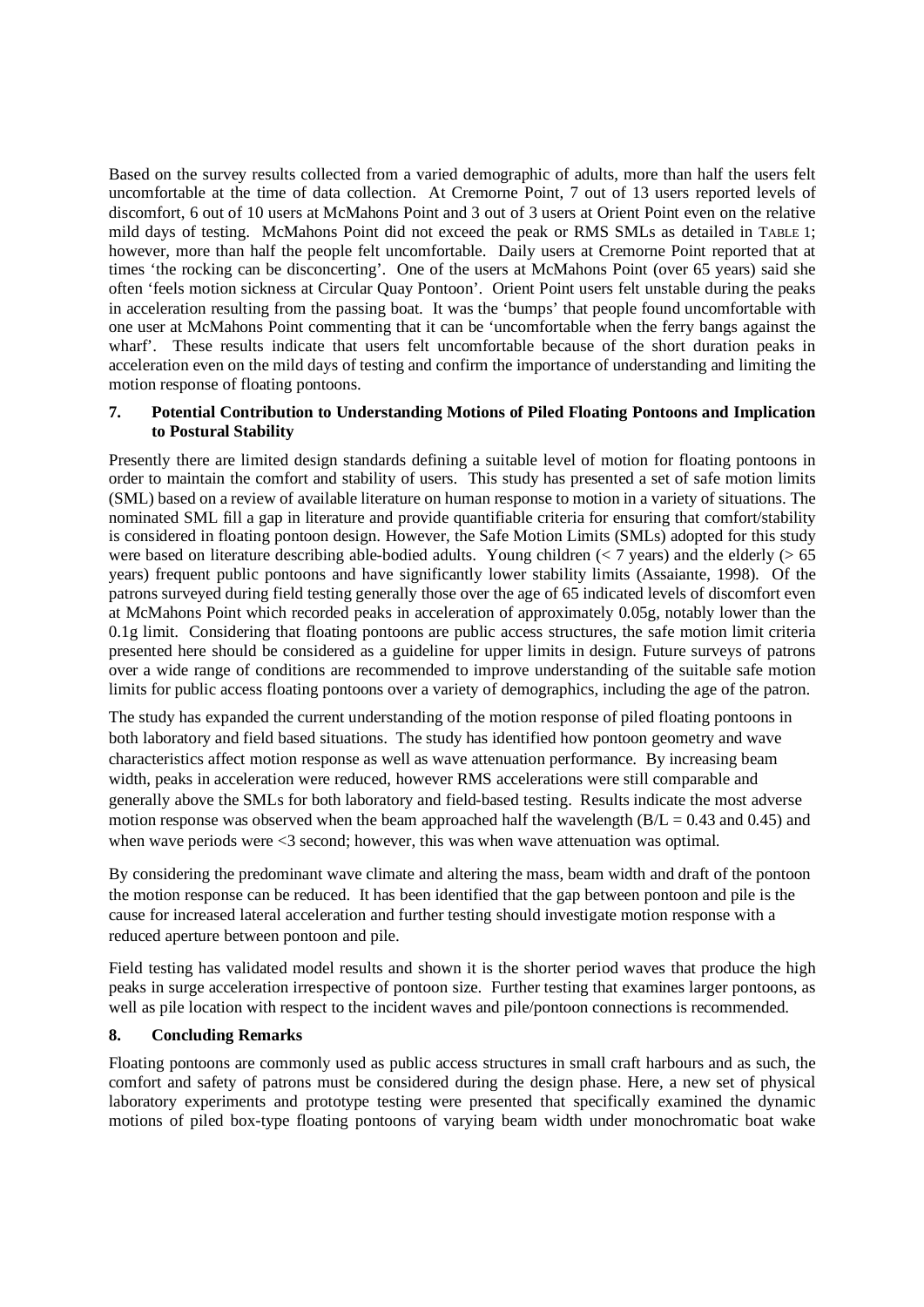Based on the survey results collected from a varied demographic of adults, more than half the users felt uncomfortable at the time of data collection. At Cremorne Point, 7 out of 13 users reported levels of discomfort, 6 out of 10 users at McMahons Point and 3 out of 3 users at Orient Point even on the relative mild days of testing. McMahons Point did not exceed the peak or RMS SMLs as detailed in TABLE 1; however, more than half the people felt uncomfortable. Daily users at Cremorne Point reported that at times 'the rocking can be disconcerting'. One of the users at McMahons Point (over 65 years) said she often 'feels motion sickness at Circular Quay Pontoon'. Orient Point users felt unstable during the peaks in acceleration resulting from the passing boat. It was the 'bumps' that people found uncomfortable with one user at McMahons Point commenting that it can be 'uncomfortable when the ferry bangs against the wharf'. These results indicate that users felt uncomfortable because of the short duration peaks in acceleration even on the mild days of testing and confirm the importance of understanding and limiting the motion response of floating pontoons.

## 7. Potential Contribution to Understanding Motions of Piled Floating Pontoons and Implication to Postural Stability

Presently there are limited design standards defining a suitable level of motion for floating pontoons in order to maintain the comfort and stability of users. This study has presented a set of safe motion limits (SML) based on a review of available literature on human response to motion in a variety of situations. The nominated SML fill a gap in literature and provide quantifiable criteria for ensuring that comfort/stability is considered in floating pontoon design. However, the Safe Motion Limits (SMLs) adopted for this study were based on literature describing able-bodied adults. Young children (< 7 years) and the elderly (> 65 years) frequent public pontoons and have significantly lower stability limits (Assaiante, 1998). Of the patrons surveyed during field testing generally those over the age of 65 indicated levels of discomfort even at McMahons Point which recorded peaks in acceleration of approximately 0.05g, notably lower than the 0.1g limit. Considering that floating pontoons are public access structures, the safe motion limit criteria presented here should be considered as a guideline for upper limits in design. Future surveys of patrons over a wide range of conditions are recommended to improve understanding of the suitable safe motion limits for public access floating pontoons over a variety of demographics, including the age of the patron.

The study has expanded the current understanding of the motion response of piled floating pontoons in both laboratory and field based situations. The study has identified how pontoon geometry and wave characteristics affect motion response as well as wave attenuation performance. By increasing beam width, peaks in acceleration were reduced, however RMS accelerations were still comparable and generally above the SMLs for both laboratory and field-based testing. Results indicate the most adverse motion response was observed when the beam approached half the wavelength ($B/L = 0.43$ and $0.45$) and when wave periods were <3 second; however, this was when wave attenuation was optimal.

By considering the predominant wave climate and altering the mass, beam width and draft of the pontoon the motion response can be reduced. It has been identified that the gap between pontoon and pile is the cause for increased lateral acceleration and further testing should investigate motion response with a reduced aperture between pontoon and pile.

Field testing has validated model results and shown it is the shorter period waves that produce the high peaks in surge acceleration irrespective of pontoon size. Further testing that examines larger pontoons, as well as pile location with respect to the incident waves and pile/pontoon connections is recommended.

## 8. Concluding Remarks

Floating pontoons are commonly used as public access structures in small craft harbours and as such, the comfort and safety of patrons must be considered during the design phase. Here, a new set of physical laboratory experiments and prototype testing were presented that specifically examined the dynamic motions of piled box-type floating pontoons of varying beam width under monochromatic boat wake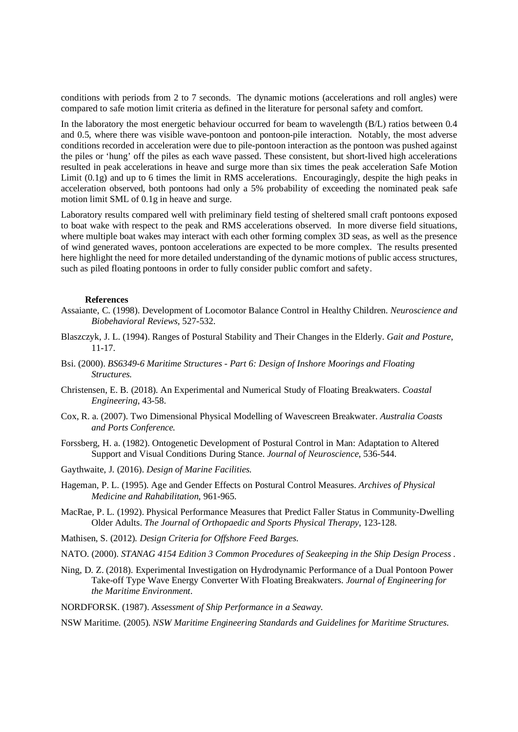conditions with periods from 2 to 7 seconds. The dynamic motions (accelerations and roll angles) were compared to safe motion limit criteria as defined in the literature for personal safety and comfort.

In the laboratory the most energetic behaviour occurred for beam to wavelength (B/L) ratios between 0.4 and 0.5, where there was visible wave-pontoon and pontoon-pile interaction. Notably, the most adverse conditions recorded in acceleration were due to pile-pontoon interaction as the pontoon was pushed against the piles or 'hung' off the piles as each wave passed. These consistent, but short-lived high accelerations resulted in peak accelerations in heave and surge more than six times the peak acceleration Safe Motion Limit (0.1g) and up to 6 times the limit in RMS accelerations. Encouragingly, despite the high peaks in acceleration observed, both pontoons had only a 5% probability of exceeding the nominated peak safe motion limit SML of 0.1g in heave and surge.

Laboratory results compared well with preliminary field testing of sheltered small craft pontoons exposed to boat wake with respect to the peak and RMS accelerations observed. In more diverse field situations, where multiple boat wakes may interact with each other forming complex 3D seas, as well as the presence of wind generated waves, pontoon accelerations are expected to be more complex. The results presented here highlight the need for more detailed understanding of the dynamic motions of public access structures, such as piled floating pontoons in order to fully consider public comfort and safety.

**References**

Assaiante, C. (1998). Development of Locomotor Balance Control in Healthy Children. *Neuroscience and Biobehavioral Reviews*, 527-532.

Blaszczyk, J. L. (1994). Ranges of Postural Stability and Their Changes in the Elderly. *Gait and Posture*, 11-17.

Bsi. (2000). *BS6349-6 Maritime Structures - Part 6: Design of Inshore Moorings and Floating Structures.*

Christensen, E. B. (2018). An Experimental and Numerical Study of Floating Breakwaters. *Coastal Engineering*, 43-58.

Cox, R. a. (2007). Two Dimensional Physical Modelling of Wavescreen Breakwater. *Australia Coasts and Ports Conference.*

Forssberg, H. a. (1982). Ontogenetic Development of Postural Control in Man: Adaptation to Altered Support and Visual Conditions During Stance. *Journal of Neuroscience*, 536-544.

Gaythwaite, J. (2016). *Design of Marine Facilities.*

Hageman, P. L. (1995). Age and Gender Effects on Postural Control Measures. *Archives of Physical Medicine and Rahabilitation*, 961-965.

MacRae, P. L. (1992). Physical Performance Measures that Predict Faller Status in Community-Dwelling Older Adults. *The Journal of Orthopaedic and Sports Physical Therapy*, 123-128.

Mathisen, S. (2012). *Design Criteria for Offshore Feed Barges.*

NATO. (2000). *STANAG 4154 Edition 3 Common Procedures of Seakeeping in the Ship Design Process* .

Ning, D. Z. (2018). Experimental Investigation on Hydrodynamic Performance of a Dual Pontoon Power Take-off Type Wave Energy Converter With Floating Breakwaters. *Journal of Engineering for the Maritime Environment*.

NORDFORSK. (1987). *Assessment of Ship Performance in a Seaway*.

NSW Maritime. (2005). *NSW Maritime Engineering Standards and Guidelines for Maritime Structures.*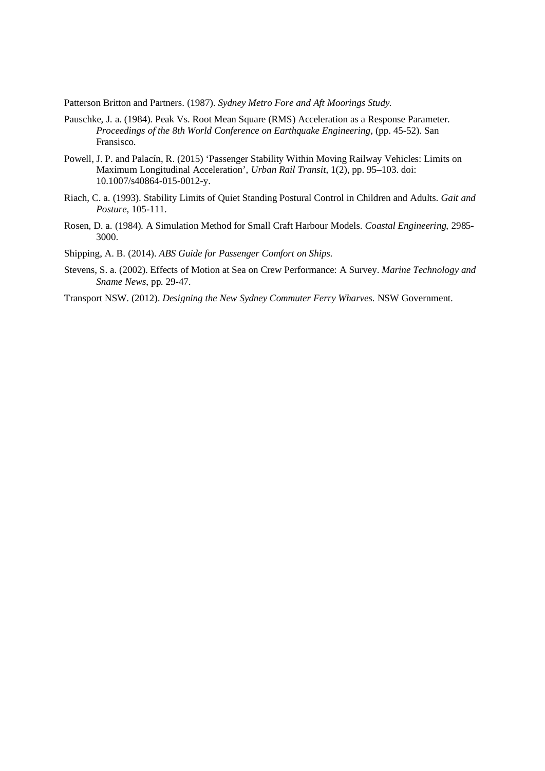Patterson Britton and Partners. (1987). *Sydney Metro Fore and Aft Moorings Study.*

Pauschke, J. a. (1984). Peak Vs. Root Mean Square (RMS) Acceleration as a Response Parameter. *Proceedings of the 8th World Conference on Earthquake Engineering*, (pp. 45-52). San Fransisco.

Powell, J. P. and Palacín, R. (2015) 'Passenger Stability Within Moving Railway Vehicles: Limits on Maximum Longitudinal Acceleration', *Urban Rail Transit*, 1(2), pp. 95–103. doi: 10.1007/s40864-015-0012-y.

Riach, C. a. (1993). Stability Limits of Quiet Standing Postural Control in Children and Adults. *Gait and Posture*, 105-111.

Rosen, D. a. (1984). A Simulation Method for Small Craft Harbour Models. *Coastal Engineering*, 2985-3000.

Shipping, A. B. (2014). *ABS Guide for Passenger Comfort on Ships.*

Stevens, S. a. (2002). Effects of Motion at Sea on Crew Performance: A Survey. *Marine Technology and Sname News*, pp. 29-47.

Transport NSW. (2012). *Designing the New Sydney Commuter Ferry Wharves.* NSW Government.